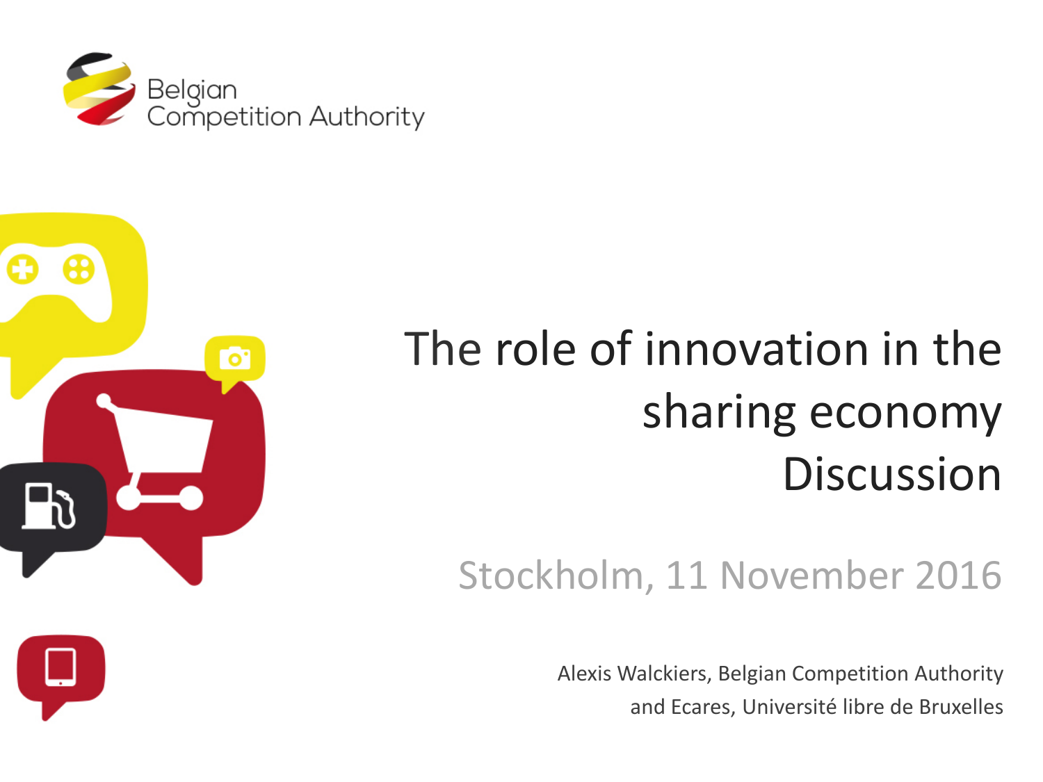Belgian Competition Authority

# The role of innovation in the sharing economy Discussion

Stockholm, 11 November 2016

Alexis Walckiers, Belgian Competition Authority and Ecares, Université libre de Bruxelles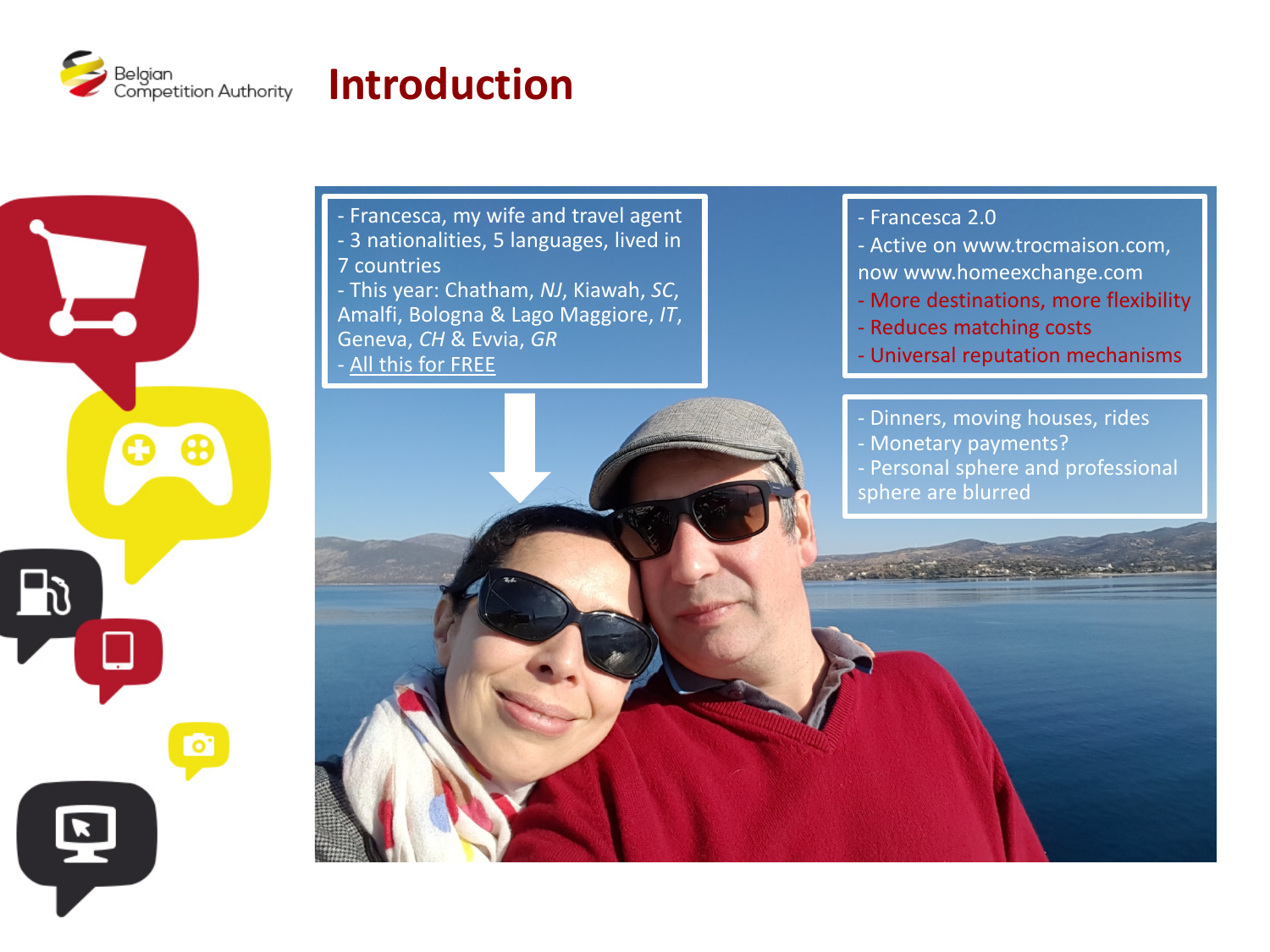# Introduction

- Francesca, my wife and travel agent
- 3 nationalities, 5 languages, lived in 7 countries
- This year: Chatham, *NJ*, Kiawah, *SC*, Amalfi, Bologna & Lago Maggiore, *IT*, Geneva, *CH* & Evvia, *GR*
- <u>All this for FREE</u>

- Francesca 2.0
- Active on www.trocmaison.com, now www.homeexchange.com
- More destinations, more flexibility
- Reduces matching costs
- Universal reputation mechanisms

- Dinners, moving houses, rides
- Monetary payments?
- Personal sphere and professional sphere are blurred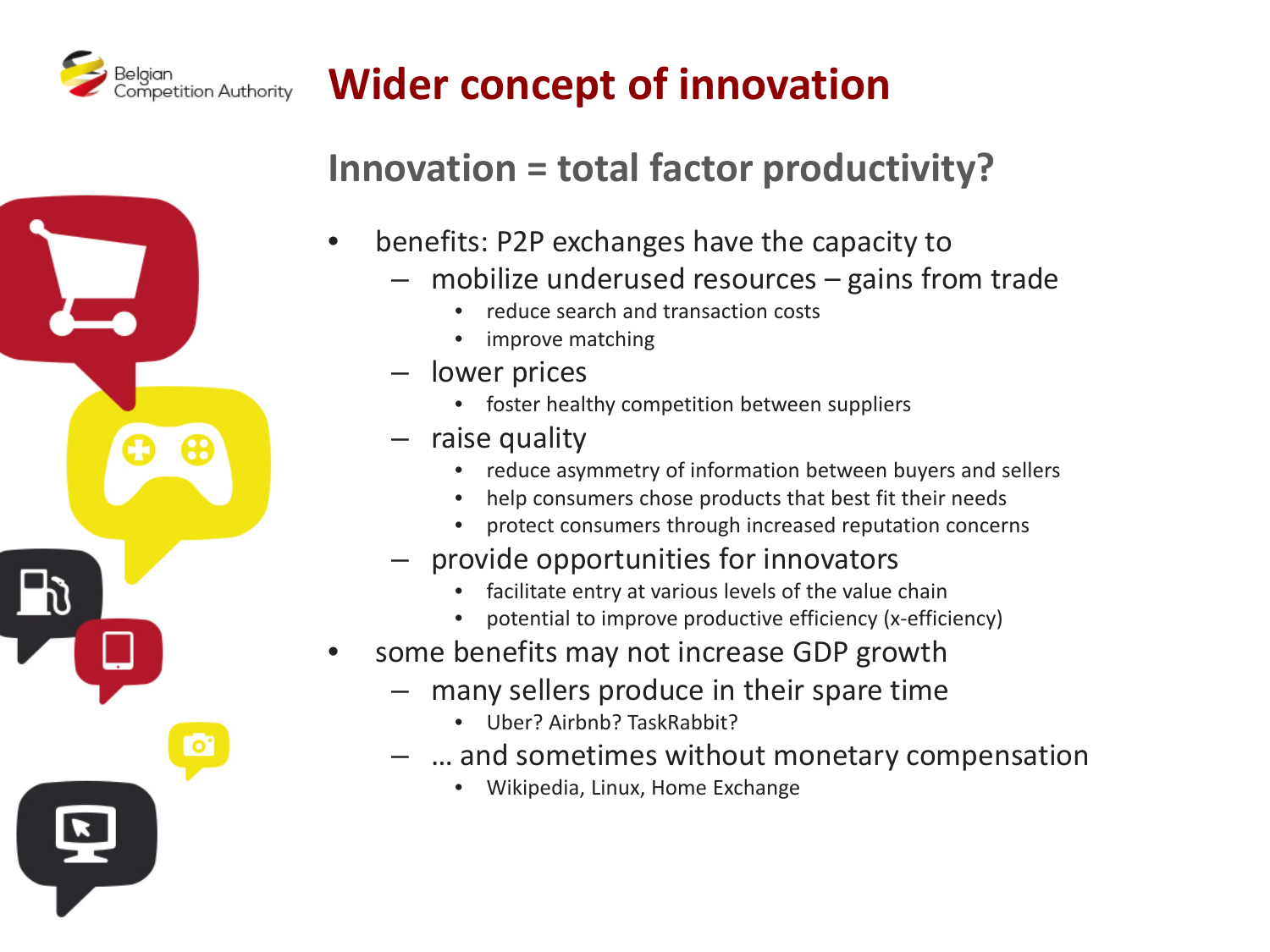# Wider concept of innovation

## Innovation = total factor productivity?

- benefits: P2P exchanges have the capacity to
  - mobilize underused resources – gains from trade
    - reduce search and transaction costs
    - improve matching
  - lower prices
    - foster healthy competition between suppliers
  - raise quality
    - reduce asymmetry of information between buyers and sellers
    - help consumers chose products that best fit their needs
    - protect consumers through increased reputation concerns
  - provide opportunities for innovators
    - facilitate entry at various levels of the value chain
    - potential to improve productive efficiency (x-efficiency)
- some benefits may not increase GDP growth
  - many sellers produce in their spare time
    - Uber? Airbnb? TaskRabbit?
  - … and sometimes without monetary compensation
    - Wikipedia, Linux, Home Exchange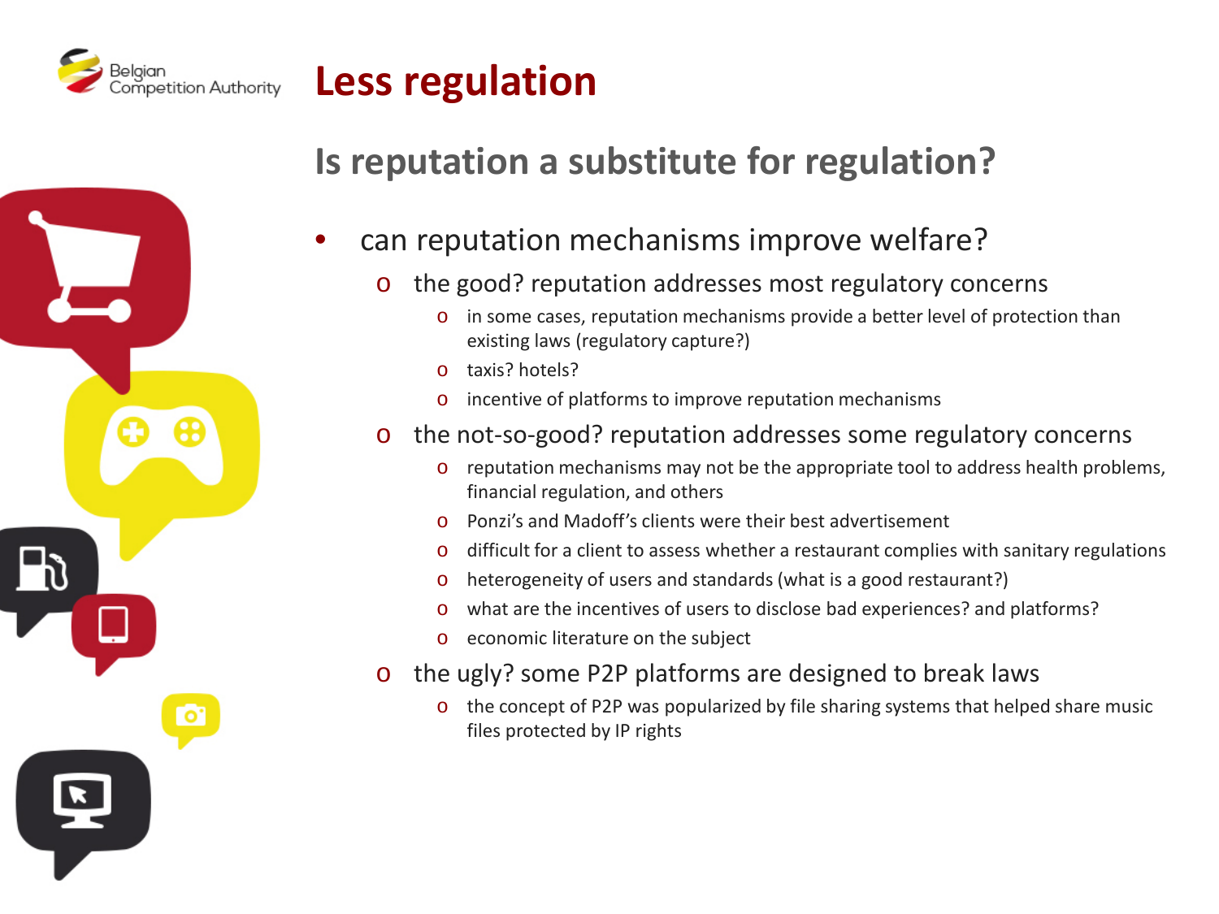# Less regulation

## Is reputation a substitute for regulation?

- can reputation mechanisms improve welfare?
  - the good? reputation addresses most regulatory concerns
    - in some cases, reputation mechanisms provide a better level of protection than existing laws (regulatory capture?)
    - taxis? hotels?
    - incentive of platforms to improve reputation mechanisms
  - the not-so-good? reputation addresses some regulatory concerns
    - reputation mechanisms may not be the appropriate tool to address health problems, financial regulation, and others
    - Ponzi's and Madoff's clients were their best advertisement
    - difficult for a client to assess whether a restaurant complies with sanitary regulations
    - heterogeneity of users and standards (what is a good restaurant?)
    - what are the incentives of users to disclose bad experiences? and platforms?
    - economic literature on the subject
  - the ugly? some P2P platforms are designed to break laws
    - the concept of P2P was popularized by file sharing systems that helped share music files protected by IP rights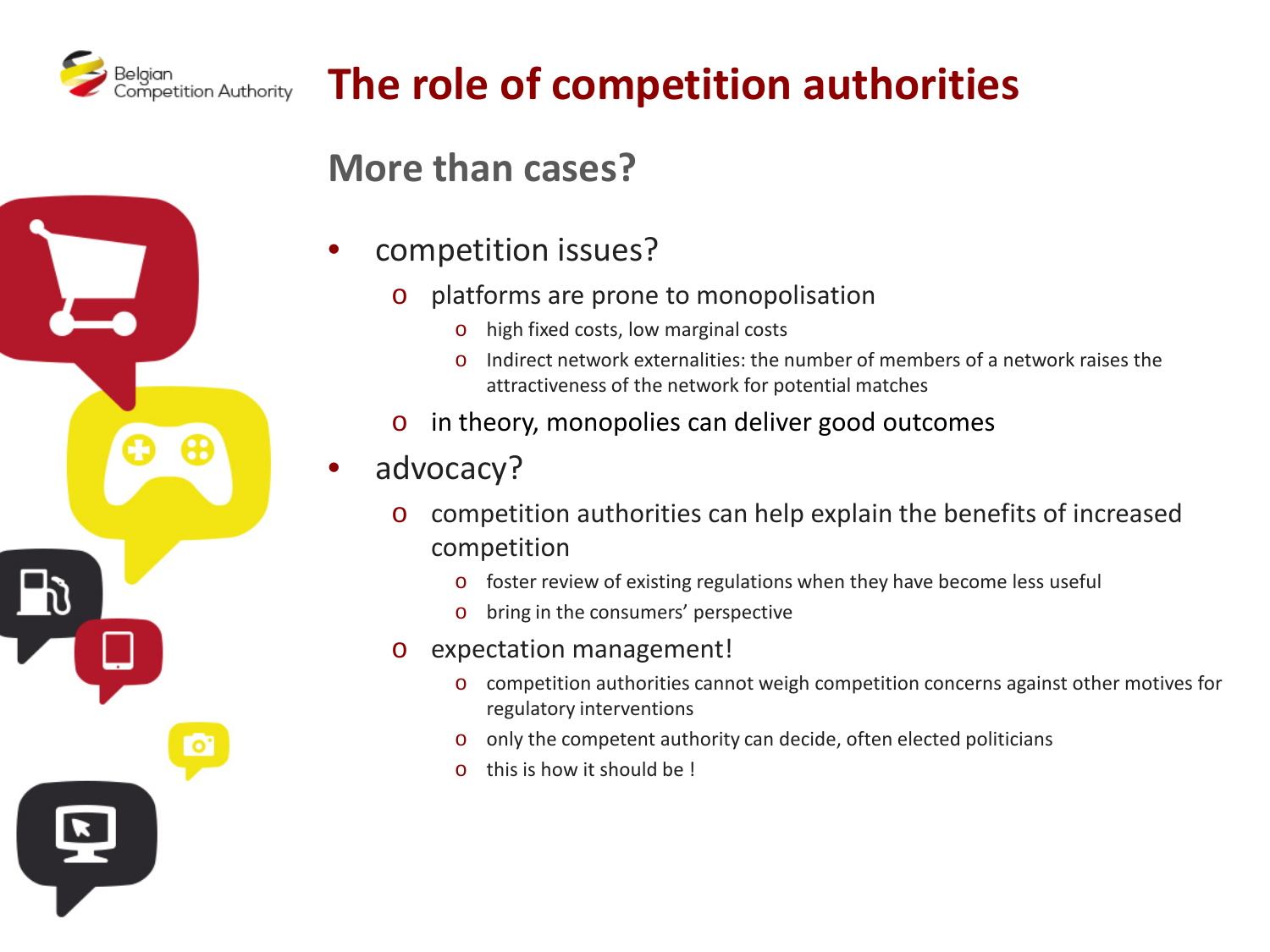# The role of competition authorities

## More than cases?

- competition issues?
  - platforms are prone to monopolisation
    - high fixed costs, low marginal costs
    - Indirect network externalities: the number of members of a network raises the attractiveness of the network for potential matches
  - in theory, monopolies can deliver good outcomes
- advocacy?
  - competition authorities can help explain the benefits of increased competition
    - foster review of existing regulations when they have become less useful
    - bring in the consumers' perspective
  - expectation management!
    - competition authorities cannot weigh competition concerns against other motives for regulatory interventions
    - only the competent authority can decide, often elected politicians
    - this is how it should be !